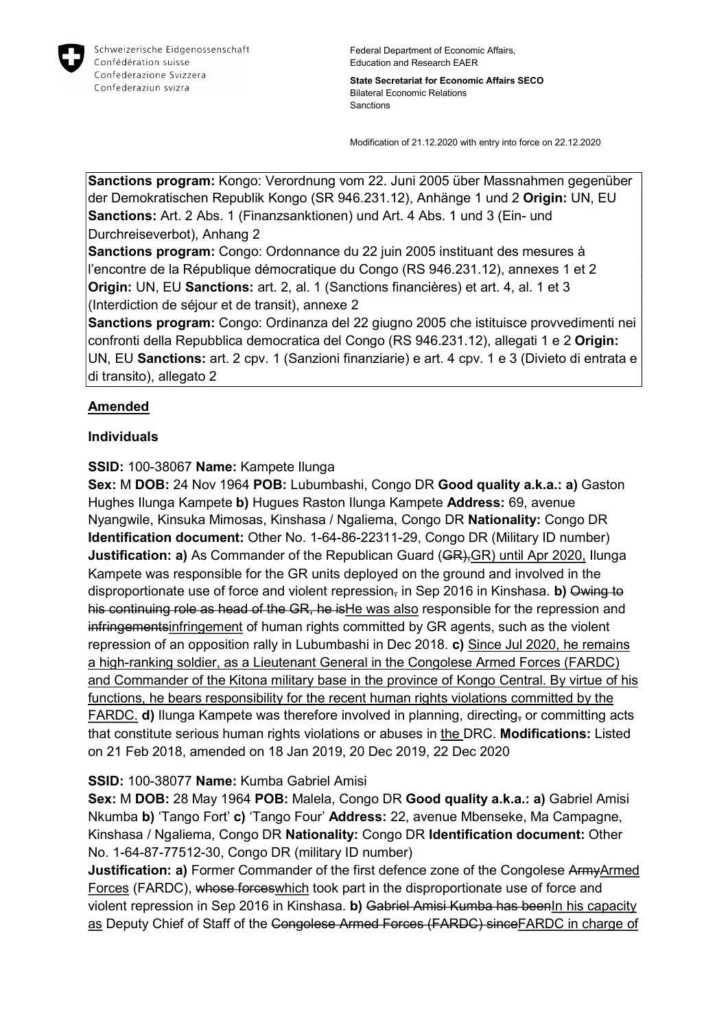Schweizerische Eidgenossenschaft
Confédération suisse
Confederazione Svizzera
Confederaziun svizra

Federal Department of Economic Affairs, Education and Research EAER

**State Secretariat for Economic Affairs SECO**
Bilateral Economic Relations
Sanctions

Modification of 21.12.2020 with entry into force on 22.12.2020

**Sanctions program:** Kongo: Verordnung vom 22. Juni 2005 über Massnahmen gegenüber der Demokratischen Republik Kongo (SR 946.231.12), Anhänge 1 und 2 **Origin:** UN, EU **Sanctions:** Art. 2 Abs. 1 (Finanzsanktionen) und Art. 4 Abs. 1 und 3 (Ein- und Durchreiseverbot), Anhang 2
**Sanctions program:** Congo: Ordonnance du 22 juin 2005 instituant des mesures à l'encontre de la République démocratique du Congo (RS 946.231.12), annexes 1 et 2 **Origin:** UN, EU **Sanctions:** art. 2, al. 1 (Sanctions financières) et art. 4, al. 1 et 3 (Interdiction de séjour et de transit), annexe 2
**Sanctions program:** Congo: Ordinanza del 22 giugno 2005 che istituisce provvedimenti nei confronti della Repubblica democratica del Congo (RS 946.231.12), allegati 1 e 2 **Origin:** UN, EU **Sanctions:** art. 2 cpv. 1 (Sanzioni finanziarie) e art. 4 cpv. 1 e 3 (Divieto di entrata e di transito), allegato 2

## <u>Amended</u>

### Individuals

**SSID:** 100-38067 **Name:** Kampete Ilunga
**Sex:** M **DOB:** 24 Nov 1964 **POB:** Lubumbashi, Congo DR **Good quality a.k.a.: a)** Gaston Hughes Ilunga Kampete **b)** Hugues Raston Ilunga Kampete **Address:** 69, avenue Nyangwile, Kinsuka Mimosas, Kinshasa / Ngaliema, Congo DR **Nationality:** Congo DR **Identification document:** Other No. 1-64-86-22311-29, Congo DR (Military ID number) **Justification: a)** As Commander of the Republican Guard (~~GR),~~<u>GR) until Apr 2020,</u> Ilunga Kampete was responsible for the GR units deployed on the ground and involved in the disproportionate use of force and violent repression~~,~~ in Sep 2016 in Kinshasa. **b)** ~~Owing to his continuing role as head of the GR, he is~~<u>He was also</u> responsible for the repression and ~~infringements~~<u>infringement</u> of human rights committed by GR agents, such as the violent repression of an opposition rally in Lubumbashi in Dec 2018. **c)** <u>Since Jul 2020, he remains a high-ranking soldier, as a Lieutenant General in the Congolese Armed Forces (FARDC) and Commander of the Kitona military base in the province of Kongo Central. By virtue of his functions, he bears responsibility for the recent human rights violations committed by the FARDC.</u> **d)** Ilunga Kampete was therefore involved in planning, directing~~,~~ or committing acts that constitute serious human rights violations or abuses in <u>the</u> DRC. **Modifications:** Listed on 21 Feb 2018, amended on 18 Jan 2019, 20 Dec 2019, 22 Dec 2020

**SSID:** 100-38077 **Name:** Kumba Gabriel Amisi
**Sex:** M **DOB:** 28 May 1964 **POB:** Malela, Congo DR **Good quality a.k.a.: a)** Gabriel Amisi Nkumba **b)** 'Tango Fort' **c)** 'Tango Four' **Address:** 22, avenue Mbenseke, Ma Campagne, Kinshasa / Ngaliema, Congo DR **Nationality:** Congo DR **Identification document:** Other No. 1-64-87-77512-30, Congo DR (military ID number)
**Justification: a)** Former Commander of the first defence zone of the Congolese ~~Army~~<u>Armed Forces</u> (FARDC), ~~whose forces~~<u>which</u> took part in the disproportionate use of force and violent repression in Sep 2016 in Kinshasa. **b)** ~~Gabriel Amisi Kumba has been~~<u>In his capacity as</u> Deputy Chief of Staff of the ~~Congolese Armed Forces (FARDC) since~~<u>FARDC in charge of</u>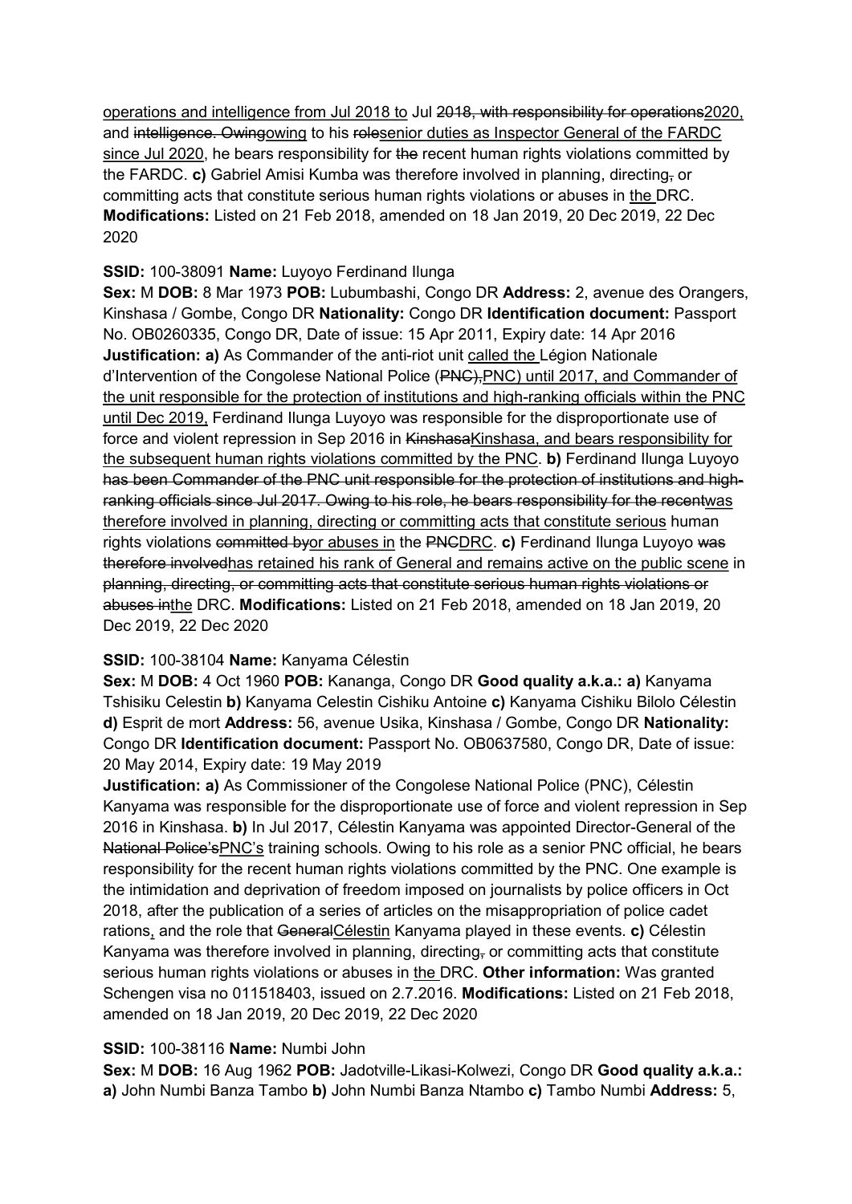operations and intelligence from Jul 2018 to Jul ~~2018, with responsibility for operations~~2020, and ~~intelligence. Owing~~owing to his ~~role~~senior duties as Inspector General of the FARDC since Jul 2020, he bears responsibility for ~~the~~ recent human rights violations committed by the FARDC. **c)** Gabriel Amisi Kumba was therefore involved in planning, directing~~,~~ or committing acts that constitute serious human rights violations or abuses in the DRC. **Modifications:** Listed on 21 Feb 2018, amended on 18 Jan 2019, 20 Dec 2019, 22 Dec 2020

**SSID:** 100-38091 **Name:** Luyoyo Ferdinand Ilunga
**Sex:** M **DOB:** 8 Mar 1973 **POB:** Lubumbashi, Congo DR **Address:** 2, avenue des Orangers, Kinshasa / Gombe, Congo DR **Nationality:** Congo DR **Identification document:** Passport No. OB0260335, Congo DR, Date of issue: 15 Apr 2011, Expiry date: 14 Apr 2016
**Justification: a)** As Commander of the anti-riot unit called the Légion Nationale d'Intervention of the Congolese National Police (~~PNC),~~PNC) until 2017, and Commander of the unit responsible for the protection of institutions and high-ranking officials within the PNC until Dec 2019, Ferdinand Ilunga Luyoyo was responsible for the disproportionate use of force and violent repression in Sep 2016 in ~~Kinshasa~~Kinshasa, and bears responsibility for the subsequent human rights violations committed by the PNC. **b)** Ferdinand Ilunga Luyoyo ~~has been Commander of the PNC unit responsible for the protection of institutions and high-ranking officials since Jul 2017. Owing to his role, he bears responsibility for the recent~~was therefore involved in planning, directing or committing acts that constitute serious human rights violations ~~committed by~~or abuses in the ~~PNC~~DRC. **c)** Ferdinand Ilunga Luyoyo ~~was therefore involved~~has retained his rank of General and remains active on the public scene in ~~planning, directing, or committing acts that constitute serious human rights violations or abuses in~~the DRC. **Modifications:** Listed on 21 Feb 2018, amended on 18 Jan 2019, 20 Dec 2019, 22 Dec 2020

**SSID:** 100-38104 **Name:** Kanyama Célestin
**Sex:** M **DOB:** 4 Oct 1960 **POB:** Kananga, Congo DR **Good quality a.k.a.: a)** Kanyama Tshisiku Celestin **b)** Kanyama Celestin Cishiku Antoine **c)** Kanyama Cishiku Bilolo Célestin **d)** Esprit de mort **Address:** 56, avenue Usika, Kinshasa / Gombe, Congo DR **Nationality:** Congo DR **Identification document:** Passport No. OB0637580, Congo DR, Date of issue: 20 May 2014, Expiry date: 19 May 2019
**Justification: a)** As Commissioner of the Congolese National Police (PNC), Célestin Kanyama was responsible for the disproportionate use of force and violent repression in Sep 2016 in Kinshasa. **b)** In Jul 2017, Célestin Kanyama was appointed Director-General of the ~~National Police's~~PNC's training schools. Owing to his role as a senior PNC official, he bears responsibility for the recent human rights violations committed by the PNC. One example is the intimidation and deprivation of freedom imposed on journalists by police officers in Oct 2018, after the publication of a series of articles on the misappropriation of police cadet rations, and the role that ~~General~~Célestin Kanyama played in these events. **c)** Célestin Kanyama was therefore involved in planning, directing~~,~~ or committing acts that constitute serious human rights violations or abuses in the DRC. **Other information:** Was granted Schengen visa no 011518403, issued on 2.7.2016. **Modifications:** Listed on 21 Feb 2018, amended on 18 Jan 2019, 20 Dec 2019, 22 Dec 2020

**SSID:** 100-38116 **Name:** Numbi John
**Sex:** M **DOB:** 16 Aug 1962 **POB:** Jadotville-Likasi-Kolwezi, Congo DR **Good quality a.k.a.: a)** John Numbi Banza Tambo **b)** John Numbi Banza Ntambo **c)** Tambo Numbi **Address:** 5,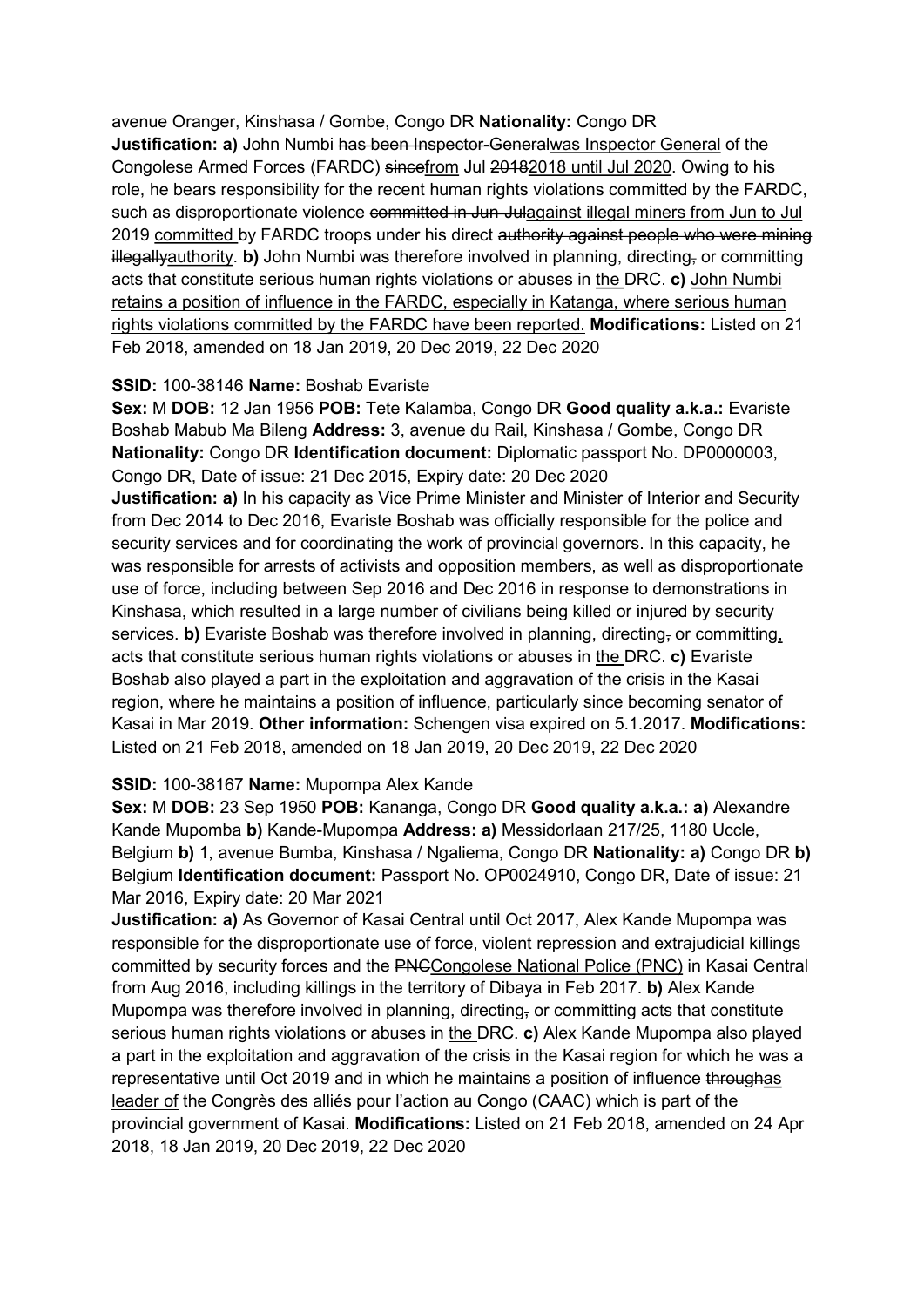avenue Oranger, Kinshasa / Gombe, Congo DR **Nationality:** Congo DR
**Justification: a)** John Numbi ~~has been Inspector-General~~was Inspector General of the Congolese Armed Forces (FARDC) ~~since~~from Jul ~~2018~~2018 until Jul 2020. Owing to his role, he bears responsibility for the recent human rights violations committed by the FARDC, such as disproportionate violence ~~committed in Jun-Jul~~against illegal miners from Jun to Jul 2019 committed by FARDC troops under his direct ~~authority against people who were mining illegally~~authority. **b)** John Numbi was therefore involved in planning, directing~~,~~ or committing acts that constitute serious human rights violations or abuses in the DRC. **c)** John Numbi retains a position of influence in the FARDC, especially in Katanga, where serious human rights violations committed by the FARDC have been reported. **Modifications:** Listed on 21 Feb 2018, amended on 18 Jan 2019, 20 Dec 2019, 22 Dec 2020

**SSID:** 100-38146 **Name:** Boshab Evariste
**Sex:** M **DOB:** 12 Jan 1956 **POB:** Tete Kalamba, Congo DR **Good quality a.k.a.:** Evariste Boshab Mabub Ma Bileng **Address:** 3, avenue du Rail, Kinshasa / Gombe, Congo DR **Nationality:** Congo DR **Identification document:** Diplomatic passport No. DP0000003, Congo DR, Date of issue: 21 Dec 2015, Expiry date: 20 Dec 2020
**Justification: a)** In his capacity as Vice Prime Minister and Minister of Interior and Security from Dec 2014 to Dec 2016, Evariste Boshab was officially responsible for the police and security services and for coordinating the work of provincial governors. In this capacity, he was responsible for arrests of activists and opposition members, as well as disproportionate use of force, including between Sep 2016 and Dec 2016 in response to demonstrations in Kinshasa, which resulted in a large number of civilians being killed or injured by security services. **b)** Evariste Boshab was therefore involved in planning, directing~~,~~ or committing, acts that constitute serious human rights violations or abuses in the DRC. **c)** Evariste Boshab also played a part in the exploitation and aggravation of the crisis in the Kasai region, where he maintains a position of influence, particularly since becoming senator of Kasai in Mar 2019. **Other information:** Schengen visa expired on 5.1.2017. **Modifications:** Listed on 21 Feb 2018, amended on 18 Jan 2019, 20 Dec 2019, 22 Dec 2020

**SSID:** 100-38167 **Name:** Mupompa Alex Kande
**Sex:** M **DOB:** 23 Sep 1950 **POB:** Kananga, Congo DR **Good quality a.k.a.: a)** Alexandre Kande Mupomba **b)** Kande-Mupompa **Address: a)** Messidorlaan 217/25, 1180 Uccle, Belgium **b)** 1, avenue Bumba, Kinshasa / Ngaliema, Congo DR **Nationality: a)** Congo DR **b)** Belgium **Identification document:** Passport No. OP0024910, Congo DR, Date of issue: 21 Mar 2016, Expiry date: 20 Mar 2021
**Justification: a)** As Governor of Kasai Central until Oct 2017, Alex Kande Mupompa was responsible for the disproportionate use of force, violent repression and extrajudicial killings committed by security forces and the ~~PNC~~Congolese National Police (PNC) in Kasai Central from Aug 2016, including killings in the territory of Dibaya in Feb 2017. **b)** Alex Kande Mupompa was therefore involved in planning, directing~~,~~ or committing acts that constitute serious human rights violations or abuses in the DRC. **c)** Alex Kande Mupompa also played a part in the exploitation and aggravation of the crisis in the Kasai region for which he was a representative until Oct 2019 and in which he maintains a position of influence ~~through~~as leader of the Congrès des alliés pour l'action au Congo (CAAC) which is part of the provincial government of Kasai. **Modifications:** Listed on 21 Feb 2018, amended on 24 Apr 2018, 18 Jan 2019, 20 Dec 2019, 22 Dec 2020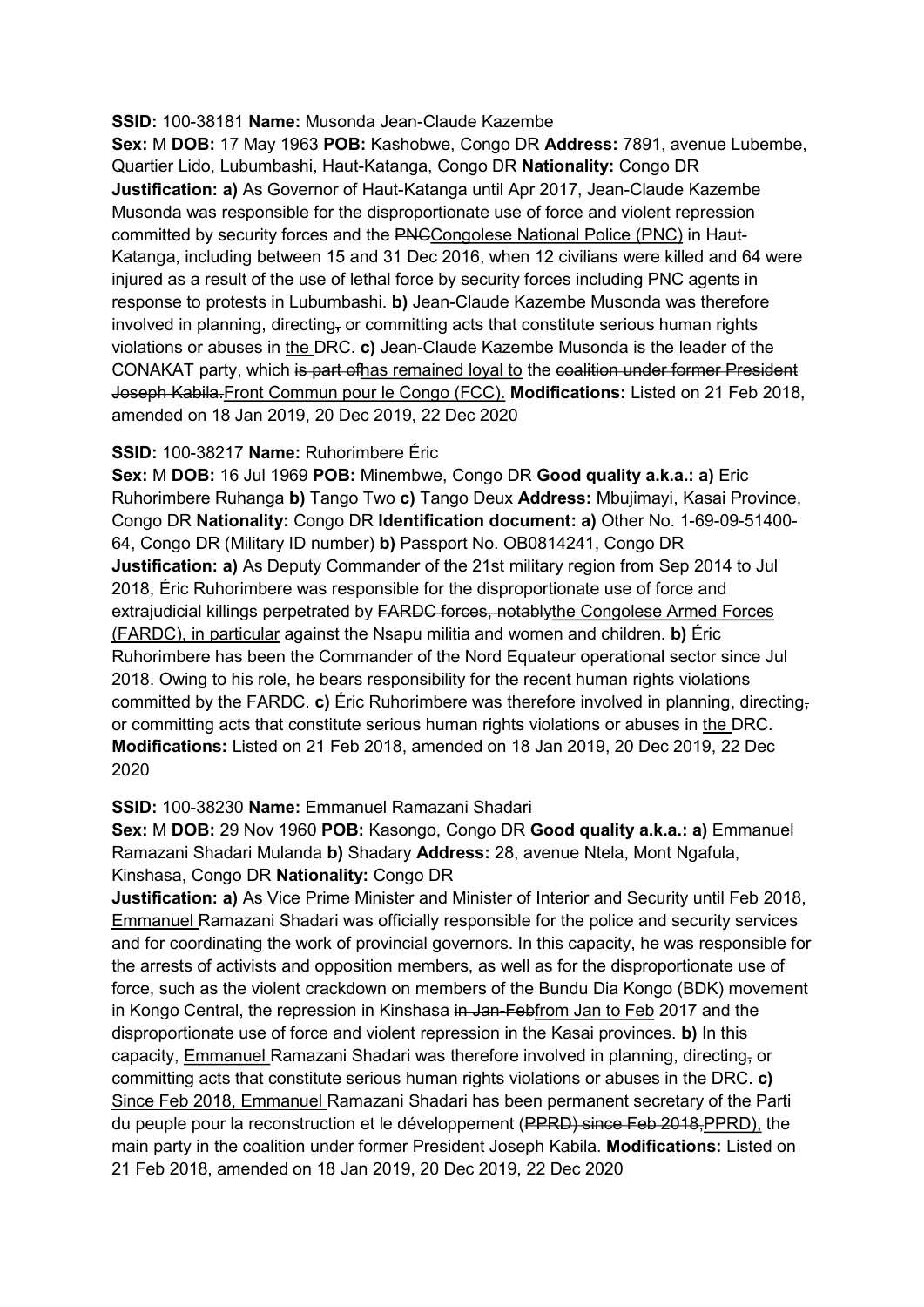**SSID:** 100-38181 **Name:** Musonda Jean-Claude Kazembe

**Sex:** M **DOB:** 17 May 1963 **POB:** Kashobwe, Congo DR **Address:** 7891, avenue Lubembe, Quartier Lido, Lubumbashi, Haut-Katanga, Congo DR **Nationality:** Congo DR

**Justification: a)** As Governor of Haut-Katanga until Apr 2017, Jean-Claude Kazembe Musonda was responsible for the disproportionate use of force and violent repression committed by security forces and the ~~PNC~~Congolese National Police (PNC) in Haut-Katanga, including between 15 and 31 Dec 2016, when 12 civilians were killed and 64 were injured as a result of the use of lethal force by security forces including PNC agents in response to protests in Lubumbashi. **b)** Jean-Claude Kazembe Musonda was therefore involved in planning, directing~~,~~ or committing acts that constitute serious human rights violations or abuses in the DRC. **c)** Jean-Claude Kazembe Musonda is the leader of the CONAKAT party, which ~~is part of~~has remained loyal to the ~~coalition under former President Joseph Kabila.~~Front Commun pour le Congo (FCC). **Modifications:** Listed on 21 Feb 2018, amended on 18 Jan 2019, 20 Dec 2019, 22 Dec 2020

**SSID:** 100-38217 **Name:** Ruhorimbere Éric

**Sex:** M **DOB:** 16 Jul 1969 **POB:** Minembwe, Congo DR **Good quality a.k.a.: a)** Eric Ruhorimbere Ruhanga **b)** Tango Two **c)** Tango Deux **Address:** Mbujimayi, Kasai Province, Congo DR **Nationality:** Congo DR **Identification document: a)** Other No. 1-69-09-51400-64, Congo DR (Military ID number) **b)** Passport No. OB0814241, Congo DR

**Justification: a)** As Deputy Commander of the 21st military region from Sep 2014 to Jul 2018, Éric Ruhorimbere was responsible for the disproportionate use of force and extrajudicial killings perpetrated by ~~FARDC forces, notably~~the Congolese Armed Forces (FARDC), in particular against the Nsapu militia and women and children. **b)** Éric Ruhorimbere has been the Commander of the Nord Equateur operational sector since Jul 2018. Owing to his role, he bears responsibility for the recent human rights violations committed by the FARDC. **c)** Éric Ruhorimbere was therefore involved in planning, directing~~,~~ or committing acts that constitute serious human rights violations or abuses in the DRC. **Modifications:** Listed on 21 Feb 2018, amended on 18 Jan 2019, 20 Dec 2019, 22 Dec 2020

**SSID:** 100-38230 **Name:** Emmanuel Ramazani Shadari

**Sex:** M **DOB:** 29 Nov 1960 **POB:** Kasongo, Congo DR **Good quality a.k.a.: a)** Emmanuel Ramazani Shadari Mulanda **b)** Shadary **Address:** 28, avenue Ntela, Mont Ngafula, Kinshasa, Congo DR **Nationality:** Congo DR

**Justification: a)** As Vice Prime Minister and Minister of Interior and Security until Feb 2018, Emmanuel Ramazani Shadari was officially responsible for the police and security services and for coordinating the work of provincial governors. In this capacity, he was responsible for the arrests of activists and opposition members, as well as for the disproportionate use of force, such as the violent crackdown on members of the Bundu Dia Kongo (BDK) movement in Kongo Central, the repression in Kinshasa ~~in Jan-Feb~~from Jan to Feb 2017 and the disproportionate use of force and violent repression in the Kasai provinces. **b)** In this capacity, Emmanuel Ramazani Shadari was therefore involved in planning, directing~~,~~ or committing acts that constitute serious human rights violations or abuses in the DRC. **c)** Since Feb 2018, Emmanuel Ramazani Shadari has been permanent secretary of the Parti du peuple pour la reconstruction et le développement (~~PPRD) since Feb 2018,~~PPRD), the main party in the coalition under former President Joseph Kabila. **Modifications:** Listed on 21 Feb 2018, amended on 18 Jan 2019, 20 Dec 2019, 22 Dec 2020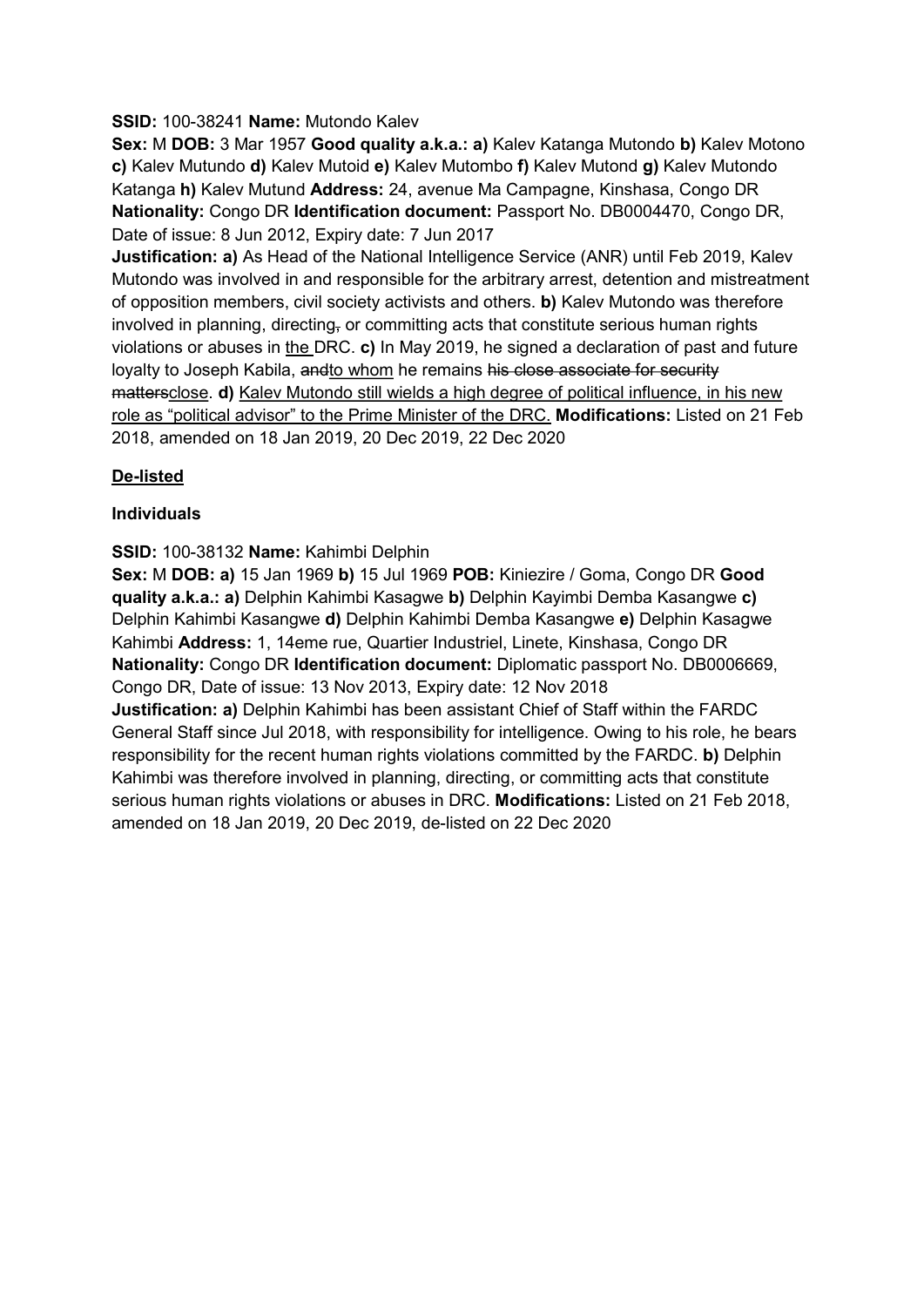**SSID:** 100-38241 **Name:** Mutondo Kalev

**Sex:** M **DOB:** 3 Mar 1957 **Good quality a.k.a.: a)** Kalev Katanga Mutondo **b)** Kalev Motono **c)** Kalev Mutundo **d)** Kalev Mutoid **e)** Kalev Mutombo **f)** Kalev Mutond **g)** Kalev Mutondo Katanga **h)** Kalev Mutund **Address:** 24, avenue Ma Campagne, Kinshasa, Congo DR **Nationality:** Congo DR **Identification document:** Passport No. DB0004470, Congo DR, Date of issue: 8 Jun 2012, Expiry date: 7 Jun 2017

**Justification: a)** As Head of the National Intelligence Service (ANR) until Feb 2019, Kalev Mutondo was involved in and responsible for the arbitrary arrest, detention and mistreatment of opposition members, civil society activists and others. **b)** Kalev Mutondo was therefore involved in planning, directing~~,~~ or committing acts that constitute serious human rights violations or abuses in <u>the </u>DRC. **c)** In May 2019, he signed a declaration of past and future loyalty to Joseph Kabila, ~~and~~<u>to whom</u> he remains ~~his close associate for security matters~~<u>close</u>. **d)** <u>Kalev Mutondo still wields a high degree of political influence, in his new role as "political advisor" to the Prime Minister of the DRC.</u> **Modifications:** Listed on 21 Feb 2018, amended on 18 Jan 2019, 20 Dec 2019, 22 Dec 2020

## <u>De-listed</u>

### Individuals

**SSID:** 100-38132 **Name:** Kahimbi Delphin

**Sex:** M **DOB: a)** 15 Jan 1969 **b)** 15 Jul 1969 **POB:** Kiniezire / Goma, Congo DR **Good quality a.k.a.: a)** Delphin Kahimbi Kasagwe **b)** Delphin Kayimbi Demba Kasangwe **c)** Delphin Kahimbi Kasangwe **d)** Delphin Kahimbi Demba Kasangwe **e)** Delphin Kasagwe Kahimbi **Address:** 1, 14eme rue, Quartier Industriel, Linete, Kinshasa, Congo DR **Nationality:** Congo DR **Identification document:** Diplomatic passport No. DB0006669, Congo DR, Date of issue: 13 Nov 2013, Expiry date: 12 Nov 2018

**Justification: a)** Delphin Kahimbi has been assistant Chief of Staff within the FARDC General Staff since Jul 2018, with responsibility for intelligence. Owing to his role, he bears responsibility for the recent human rights violations committed by the FARDC. **b)** Delphin Kahimbi was therefore involved in planning, directing, or committing acts that constitute serious human rights violations or abuses in DRC. **Modifications:** Listed on 21 Feb 2018, amended on 18 Jan 2019, 20 Dec 2019, de-listed on 22 Dec 2020